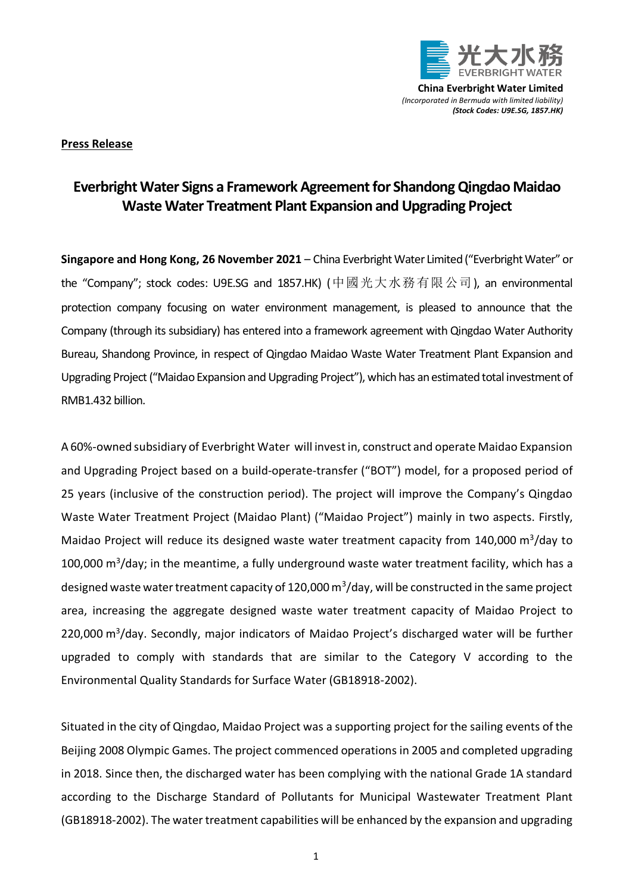光大水務
EVERBRIGHT WATER

**China Everbright Water Limited**
*(Incorporated in Bermuda with limited liability)*
***(Stock Codes: U9E.SG, 1857.HK)***

**Press Release**

# Everbright Water Signs a Framework Agreement for Shandong Qingdao Maidao Waste Water Treatment Plant Expansion and Upgrading Project

**Singapore and Hong Kong, 26 November 2021** – China Everbright Water Limited ("Everbright Water" or the "Company"; stock codes: U9E.SG and 1857.HK) (中國光大水務有限公司), an environmental protection company focusing on water environment management, is pleased to announce that the Company (through its subsidiary) has entered into a framework agreement with Qingdao Water Authority Bureau, Shandong Province, in respect of Qingdao Maidao Waste Water Treatment Plant Expansion and Upgrading Project ("Maidao Expansion and Upgrading Project"), which has an estimated total investment of RMB1.432 billion.

A 60%-owned subsidiary of Everbright Water will invest in, construct and operate Maidao Expansion and Upgrading Project based on a build-operate-transfer ("BOT") model, for a proposed period of 25 years (inclusive of the construction period). The project will improve the Company's Qingdao Waste Water Treatment Project (Maidao Plant) ("Maidao Project") mainly in two aspects. Firstly, Maidao Project will reduce its designed waste water treatment capacity from 140,000 $m^3$/day to 100,000 $m^3$/day; in the meantime, a fully underground waste water treatment facility, which has a designed waste water treatment capacity of 120,000 $m^3$/day, will be constructed in the same project area, increasing the aggregate designed waste water treatment capacity of Maidao Project to 220,000 $m^3$/day. Secondly, major indicators of Maidao Project's discharged water will be further upgraded to comply with standards that are similar to the Category V according to the Environmental Quality Standards for Surface Water (GB18918-2002).

Situated in the city of Qingdao, Maidao Project was a supporting project for the sailing events of the Beijing 2008 Olympic Games. The project commenced operations in 2005 and completed upgrading in 2018. Since then, the discharged water has been complying with the national Grade 1A standard according to the Discharge Standard of Pollutants for Municipal Wastewater Treatment Plant (GB18918-2002). The water treatment capabilities will be enhanced by the expansion and upgrading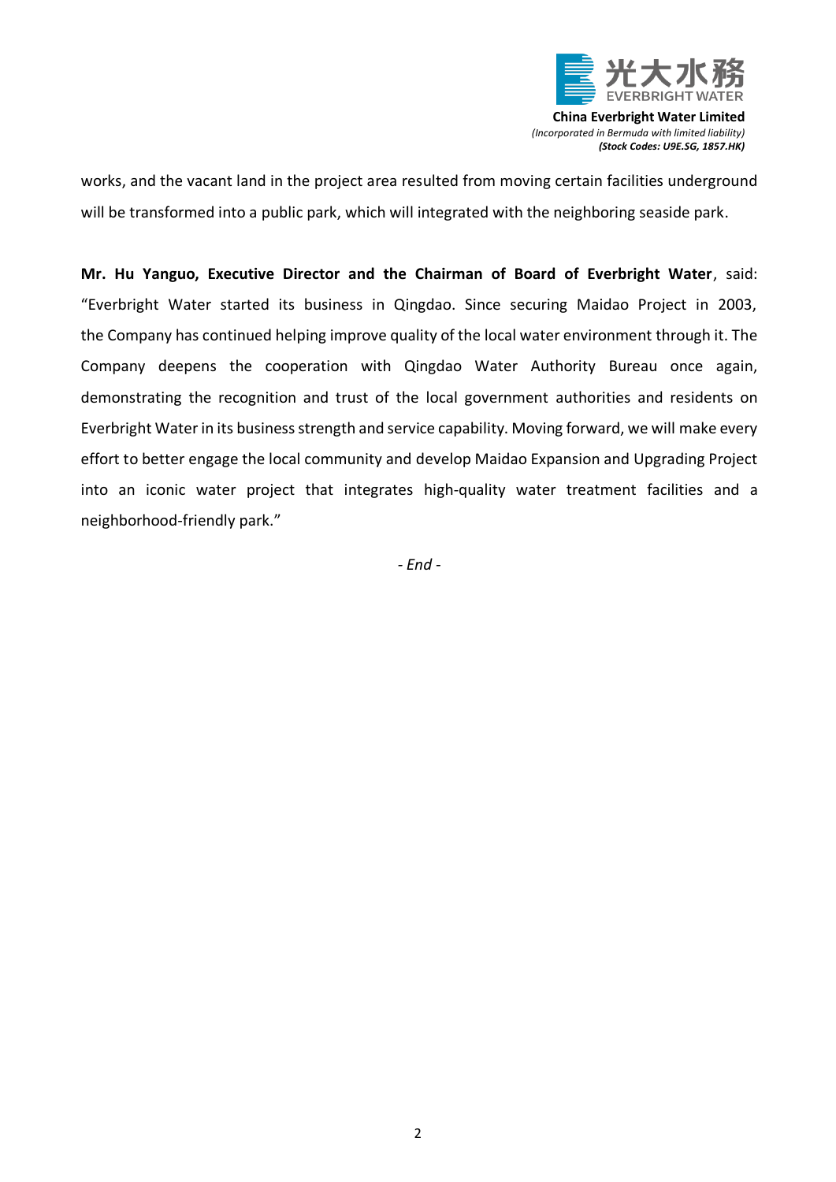works, and the vacant land in the project area resulted from moving certain facilities underground will be transformed into a public park, which will integrated with the neighboring seaside park.

**Mr. Hu Yanguo, Executive Director and the Chairman of Board of Everbright Water**, said: "Everbright Water started its business in Qingdao. Since securing Maidao Project in 2003, the Company has continued helping improve quality of the local water environment through it. The Company deepens the cooperation with Qingdao Water Authority Bureau once again, demonstrating the recognition and trust of the local government authorities and residents on Everbright Water in its business strength and service capability. Moving forward, we will make every effort to better engage the local community and develop Maidao Expansion and Upgrading Project into an iconic water project that integrates high-quality water treatment facilities and a neighborhood-friendly park."

*- End -*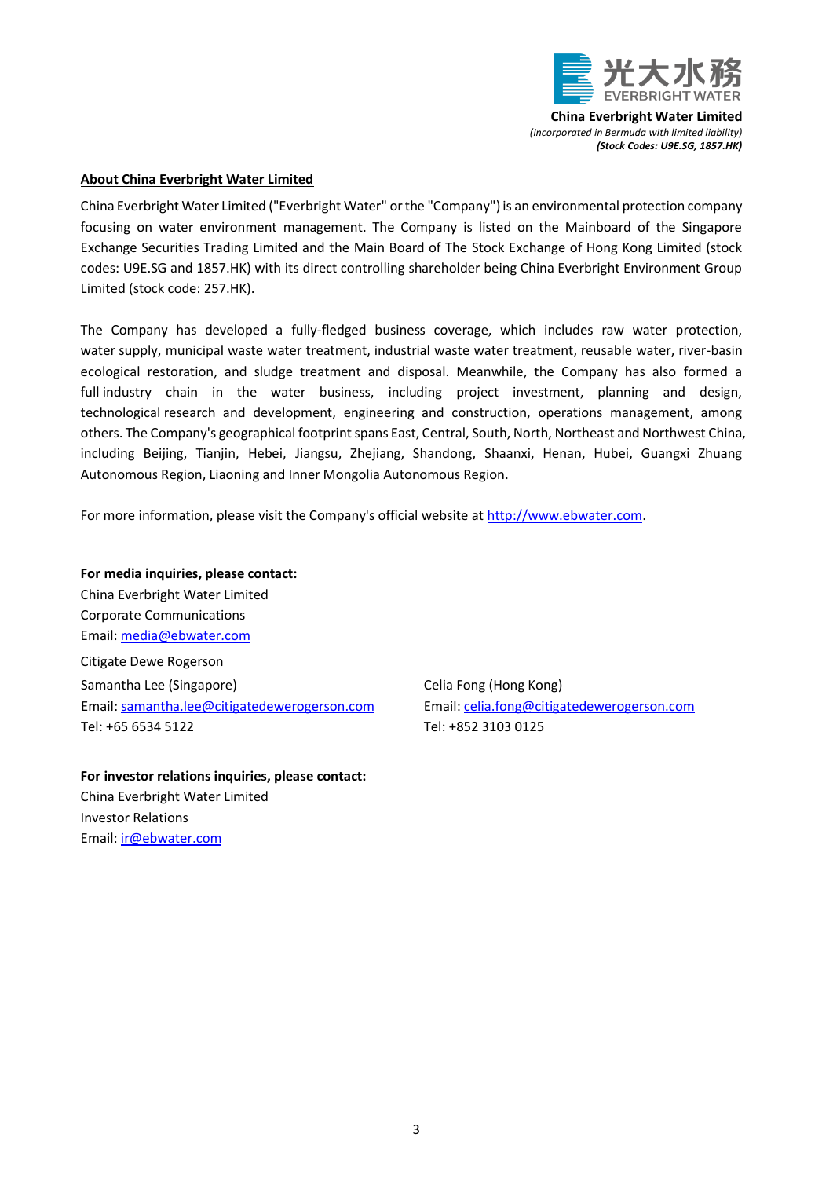**China Everbright Water Limited**
*(Incorporated in Bermuda with limited liability)*
***(Stock Codes: U9E.SG, 1857.HK)***

## About China Everbright Water Limited

China Everbright Water Limited ("Everbright Water" or the "Company") is an environmental protection company focusing on water environment management. The Company is listed on the Mainboard of the Singapore Exchange Securities Trading Limited and the Main Board of The Stock Exchange of Hong Kong Limited (stock codes: U9E.SG and 1857.HK) with its direct controlling shareholder being China Everbright Environment Group Limited (stock code: 257.HK).

The Company has developed a fully-fledged business coverage, which includes raw water protection, water supply, municipal waste water treatment, industrial waste water treatment, reusable water, river-basin ecological restoration, and sludge treatment and disposal. Meanwhile, the Company has also formed a full industry chain in the water business, including project investment, planning and design, technological research and development, engineering and construction, operations management, among others. The Company's geographical footprint spans East, Central, South, North, Northeast and Northwest China, including Beijing, Tianjin, Hebei, Jiangsu, Zhejiang, Shandong, Shaanxi, Henan, Hubei, Guangxi Zhuang Autonomous Region, Liaoning and Inner Mongolia Autonomous Region.

For more information, please visit the Company's official website at http://www.ebwater.com.

**For media inquiries, please contact:**
China Everbright Water Limited
Corporate Communications
Email: media@ebwater.com

Citigate Dewe Rogerson

Samantha Lee (Singapore)
Email: samantha.lee@citigatedewerogerson.com
Tel: +65 6534 5122

Celia Fong (Hong Kong)
Email: celia.fong@citigatedewerogerson.com
Tel: +852 3103 0125

**For investor relations inquiries, please contact:**
China Everbright Water Limited
Investor Relations
Email: ir@ebwater.com